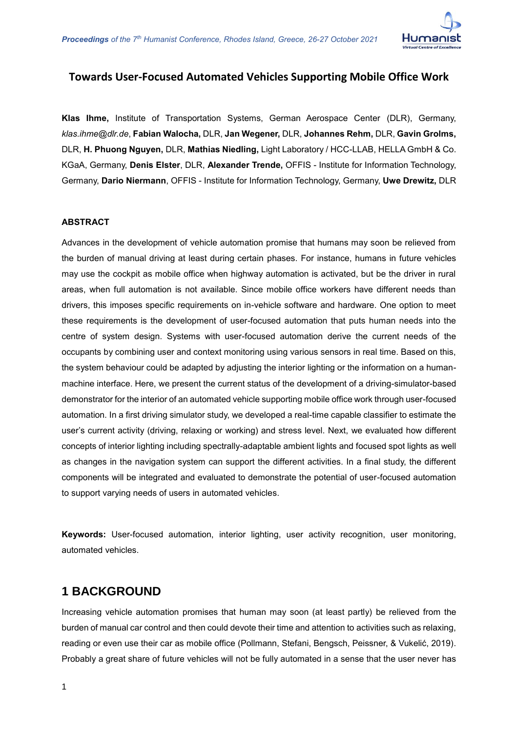# Towards User-Focused Automated Vehicles Supporting Mobile Office Work

**Klas Ihme,** Institute of Transportation Systems, German Aerospace Center (DLR), Germany, *klas.ihme@dlr.de*, **Fabian Walocha,** DLR, **Jan Wegener,** DLR, **Johannes Rehm,** DLR, **Gavin Grolms,** DLR, **H. Phuong Nguyen,** DLR, **Mathias Niedling,** Light Laboratory / HCC-LLAB, HELLA GmbH & Co. KGaA, Germany, **Denis Elster**, DLR, **Alexander Trende,** OFFIS - Institute for Information Technology, Germany, **Dario Niermann**, OFFIS - Institute for Information Technology, Germany, **Uwe Drewitz,** DLR

### ABSTRACT

Advances in the development of vehicle automation promise that humans may soon be relieved from the burden of manual driving at least during certain phases. For instance, humans in future vehicles may use the cockpit as mobile office when highway automation is activated, but be the driver in rural areas, when full automation is not available. Since mobile office workers have different needs than drivers, this imposes specific requirements on in-vehicle software and hardware. One option to meet these requirements is the development of user-focused automation that puts human needs into the centre of system design. Systems with user-focused automation derive the current needs of the occupants by combining user and context monitoring using various sensors in real time. Based on this, the system behaviour could be adapted by adjusting the interior lighting or the information on a human-machine interface. Here, we present the current status of the development of a driving-simulator-based demonstrator for the interior of an automated vehicle supporting mobile office work through user-focused automation. In a first driving simulator study, we developed a real-time capable classifier to estimate the user's current activity (driving, relaxing or working) and stress level. Next, we evaluated how different concepts of interior lighting including spectrally-adaptable ambient lights and focused spot lights as well as changes in the navigation system can support the different activities. In a final study, the different components will be integrated and evaluated to demonstrate the potential of user-focused automation to support varying needs of users in automated vehicles.

**Keywords:** User-focused automation, interior lighting, user activity recognition, user monitoring, automated vehicles.

## 1 BACKGROUND

Increasing vehicle automation promises that human may soon (at least partly) be relieved from the burden of manual car control and then could devote their time and attention to activities such as relaxing, reading or even use their car as mobile office (Pollmann, Stefani, Bengsch, Peissner, & Vukelić, 2019). Probably a great share of future vehicles will not be fully automated in a sense that the user never has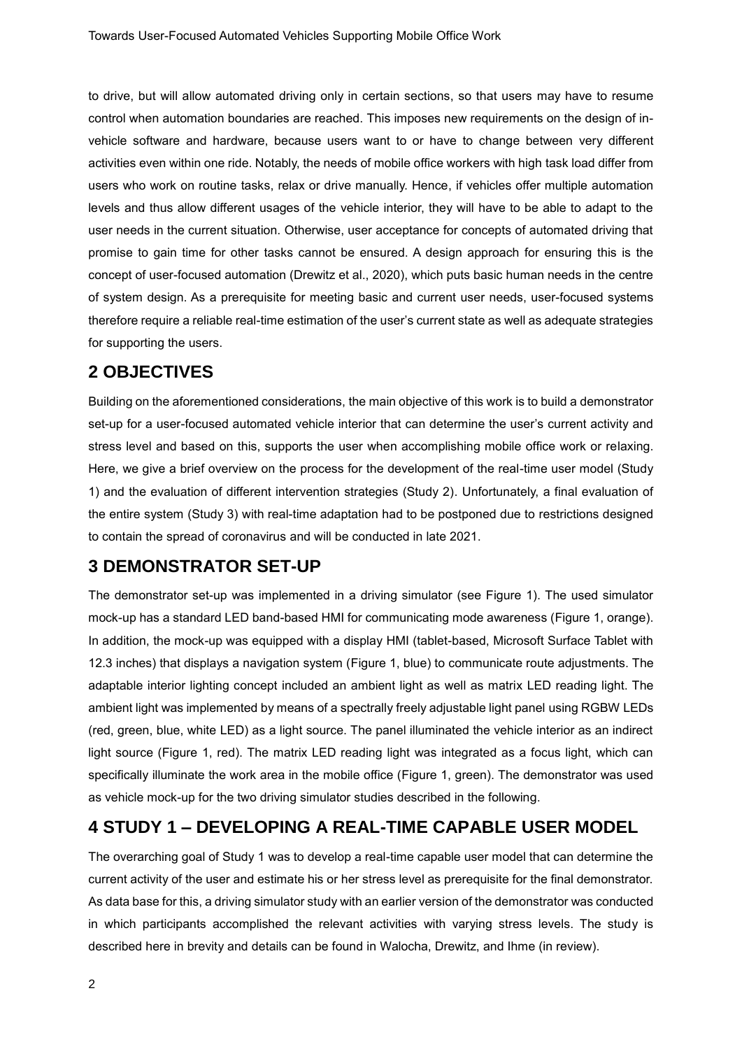to drive, but will allow automated driving only in certain sections, so that users may have to resume control when automation boundaries are reached. This imposes new requirements on the design of in-vehicle software and hardware, because users want to or have to change between very different activities even within one ride. Notably, the needs of mobile office workers with high task load differ from users who work on routine tasks, relax or drive manually. Hence, if vehicles offer multiple automation levels and thus allow different usages of the vehicle interior, they will have to be able to adapt to the user needs in the current situation. Otherwise, user acceptance for concepts of automated driving that promise to gain time for other tasks cannot be ensured. A design approach for ensuring this is the concept of user-focused automation (Drewitz et al., 2020), which puts basic human needs in the centre of system design. As a prerequisite for meeting basic and current user needs, user-focused systems therefore require a reliable real-time estimation of the user's current state as well as adequate strategies for supporting the users.

## 2 OBJECTIVES

Building on the aforementioned considerations, the main objective of this work is to build a demonstrator set-up for a user-focused automated vehicle interior that can determine the user's current activity and stress level and based on this, supports the user when accomplishing mobile office work or relaxing. Here, we give a brief overview on the process for the development of the real-time user model (Study 1) and the evaluation of different intervention strategies (Study 2). Unfortunately, a final evaluation of the entire system (Study 3) with real-time adaptation had to be postponed due to restrictions designed to contain the spread of coronavirus and will be conducted in late 2021.

## 3 DEMONSTRATOR SET-UP

The demonstrator set-up was implemented in a driving simulator (see Figure 1). The used simulator mock-up has a standard LED band-based HMI for communicating mode awareness (Figure 1, orange). In addition, the mock-up was equipped with a display HMI (tablet-based, Microsoft Surface Tablet with 12.3 inches) that displays a navigation system (Figure 1, blue) to communicate route adjustments. The adaptable interior lighting concept included an ambient light as well as matrix LED reading light. The ambient light was implemented by means of a spectrally freely adjustable light panel using RGBW LEDs (red, green, blue, white LED) as a light source. The panel illuminated the vehicle interior as an indirect light source (Figure 1, red). The matrix LED reading light was integrated as a focus light, which can specifically illuminate the work area in the mobile office (Figure 1, green). The demonstrator was used as vehicle mock-up for the two driving simulator studies described in the following.

## 4 STUDY 1 – DEVELOPING A REAL-TIME CAPABLE USER MODEL

The overarching goal of Study 1 was to develop a real-time capable user model that can determine the current activity of the user and estimate his or her stress level as prerequisite for the final demonstrator. As data base for this, a driving simulator study with an earlier version of the demonstrator was conducted in which participants accomplished the relevant activities with varying stress levels. The study is described here in brevity and details can be found in Walocha, Drewitz, and Ihme (in review).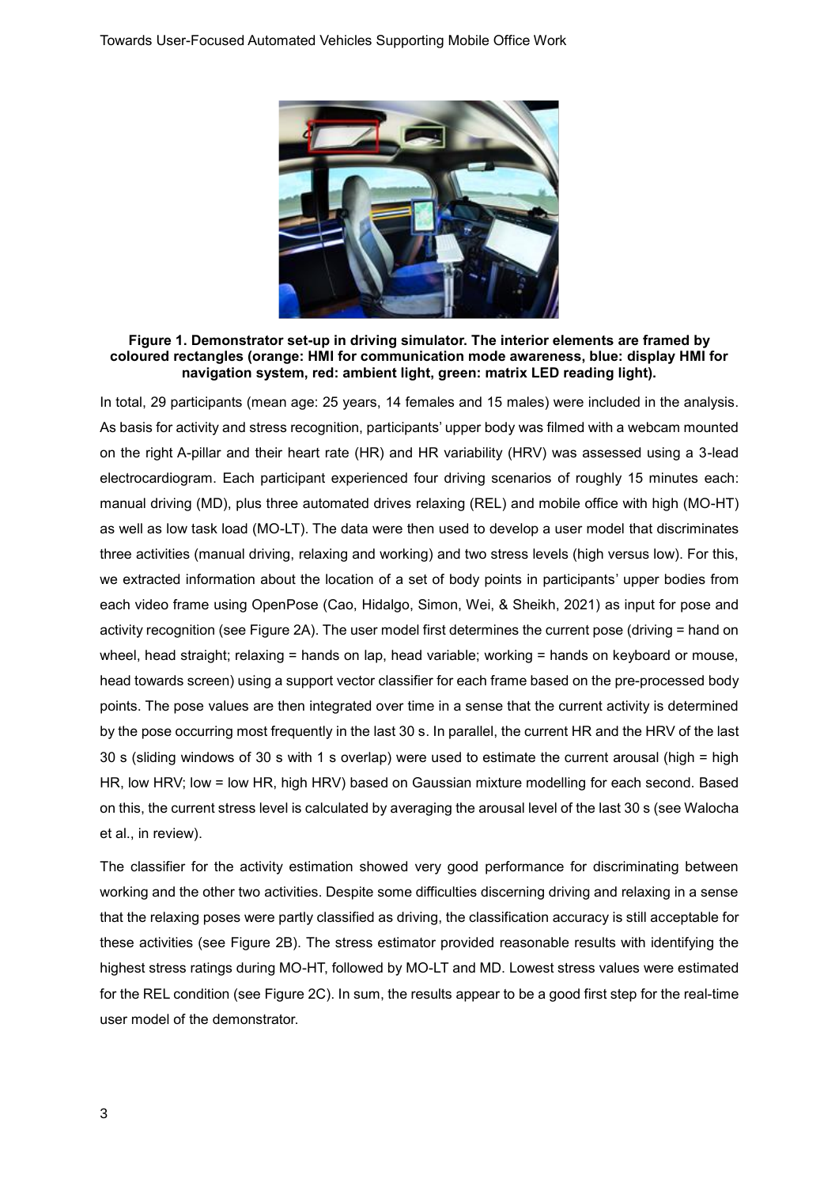**Figure 1. Demonstrator set-up in driving simulator. The interior elements are framed by coloured rectangles (orange: HMI for communication mode awareness, blue: display HMI for navigation system, red: ambient light, green: matrix LED reading light).**

In total, 29 participants (mean age: 25 years, 14 females and 15 males) were included in the analysis. As basis for activity and stress recognition, participants' upper body was filmed with a webcam mounted on the right A-pillar and their heart rate (HR) and HR variability (HRV) was assessed using a 3-lead electrocardiogram. Each participant experienced four driving scenarios of roughly 15 minutes each: manual driving (MD), plus three automated drives relaxing (REL) and mobile office with high (MO-HT) as well as low task load (MO-LT). The data were then used to develop a user model that discriminates three activities (manual driving, relaxing and working) and two stress levels (high versus low). For this, we extracted information about the location of a set of body points in participants' upper bodies from each video frame using OpenPose (Cao, Hidalgo, Simon, Wei, & Sheikh, 2021) as input for pose and activity recognition (see Figure 2A). The user model first determines the current pose (driving = hand on wheel, head straight; relaxing = hands on lap, head variable; working = hands on keyboard or mouse, head towards screen) using a support vector classifier for each frame based on the pre-processed body points. The pose values are then integrated over time in a sense that the current activity is determined by the pose occurring most frequently in the last 30 s. In parallel, the current HR and the HRV of the last 30 s (sliding windows of 30 s with 1 s overlap) were used to estimate the current arousal (high = high HR, low HRV; low = low HR, high HRV) based on Gaussian mixture modelling for each second. Based on this, the current stress level is calculated by averaging the arousal level of the last 30 s (see Walocha et al., in review).

The classifier for the activity estimation showed very good performance for discriminating between working and the other two activities. Despite some difficulties discerning driving and relaxing in a sense that the relaxing poses were partly classified as driving, the classification accuracy is still acceptable for these activities (see Figure 2B). The stress estimator provided reasonable results with identifying the highest stress ratings during MO-HT, followed by MO-LT and MD. Lowest stress values were estimated for the REL condition (see Figure 2C). In sum, the results appear to be a good first step for the real-time user model of the demonstrator.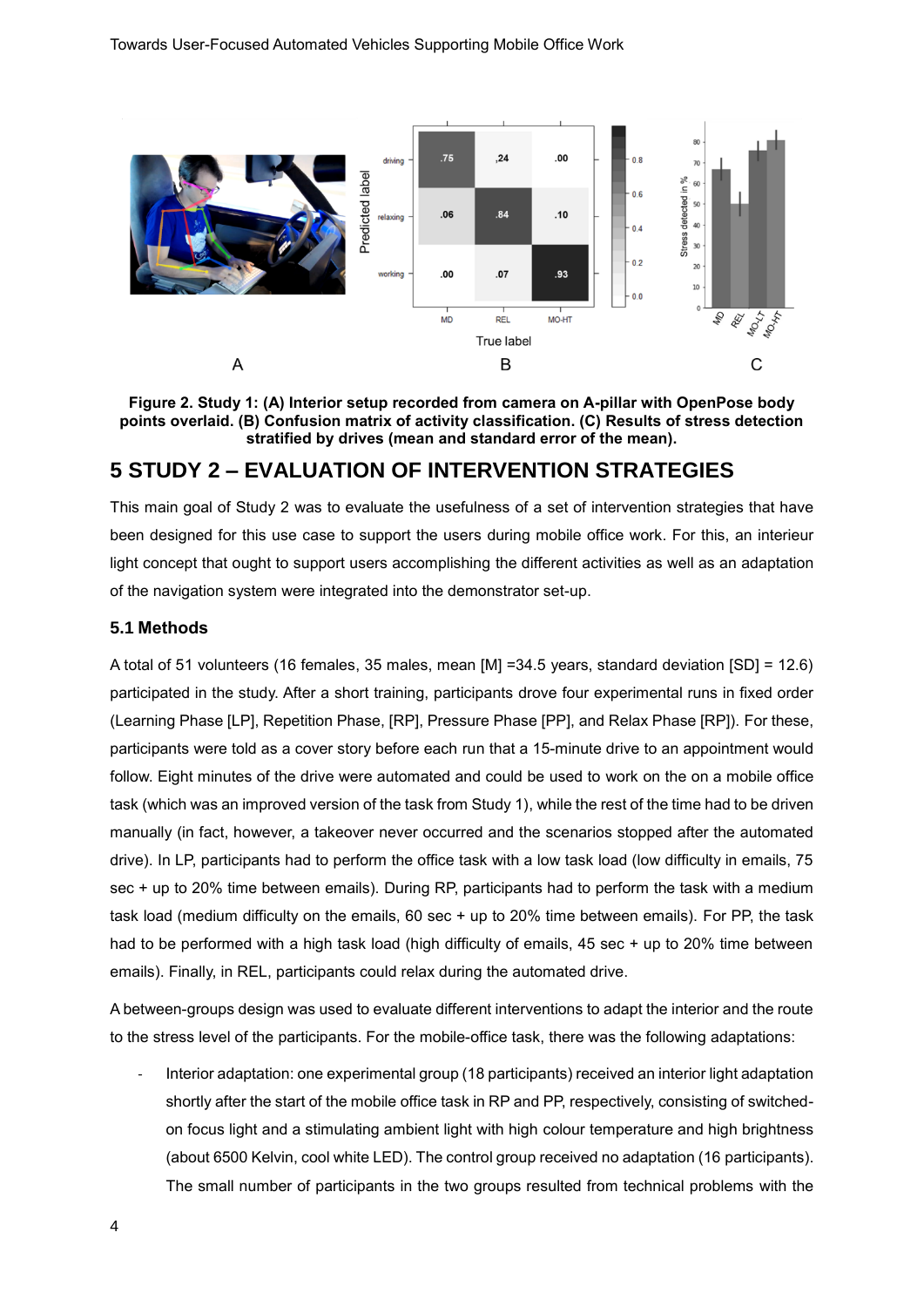Figure 2. Study 1: (A) Interior setup recorded from camera on A-pillar with OpenPose body points overlaid. (B) Confusion matrix of activity classification. (C) Results of stress detection stratified by drives (mean and standard error of the mean).

## 5 STUDY 2 – EVALUATION OF INTERVENTION STRATEGIES

This main goal of Study 2 was to evaluate the usefulness of a set of intervention strategies that have been designed for this use case to support the users during mobile office work. For this, an interieur light concept that ought to support users accomplishing the different activities as well as an adaptation of the navigation system were integrated into the demonstrator set-up.

### 5.1 Methods

A total of 51 volunteers (16 females, 35 males, mean [M] =34.5 years, standard deviation [SD] = 12.6) participated in the study. After a short training, participants drove four experimental runs in fixed order (Learning Phase [LP], Repetition Phase, [RP], Pressure Phase [PP], and Relax Phase [RP]). For these, participants were told as a cover story before each run that a 15-minute drive to an appointment would follow. Eight minutes of the drive were automated and could be used to work on the on a mobile office task (which was an improved version of the task from Study 1), while the rest of the time had to be driven manually (in fact, however, a takeover never occurred and the scenarios stopped after the automated drive). In LP, participants had to perform the office task with a low task load (low difficulty in emails, 75 sec + up to 20% time between emails). During RP, participants had to perform the task with a medium task load (medium difficulty on the emails, 60 sec + up to 20% time between emails). For PP, the task had to be performed with a high task load (high difficulty of emails, 45 sec + up to 20% time between emails). Finally, in REL, participants could relax during the automated drive.

A between-groups design was used to evaluate different interventions to adapt the interior and the route to the stress level of the participants. For the mobile-office task, there was the following adaptations:

- Interior adaptation: one experimental group (18 participants) received an interior light adaptation shortly after the start of the mobile office task in RP and PP, respectively, consisting of switched-on focus light and a stimulating ambient light with high colour temperature and high brightness (about 6500 Kelvin, cool white LED). The control group received no adaptation (16 participants). The small number of participants in the two groups resulted from technical problems with the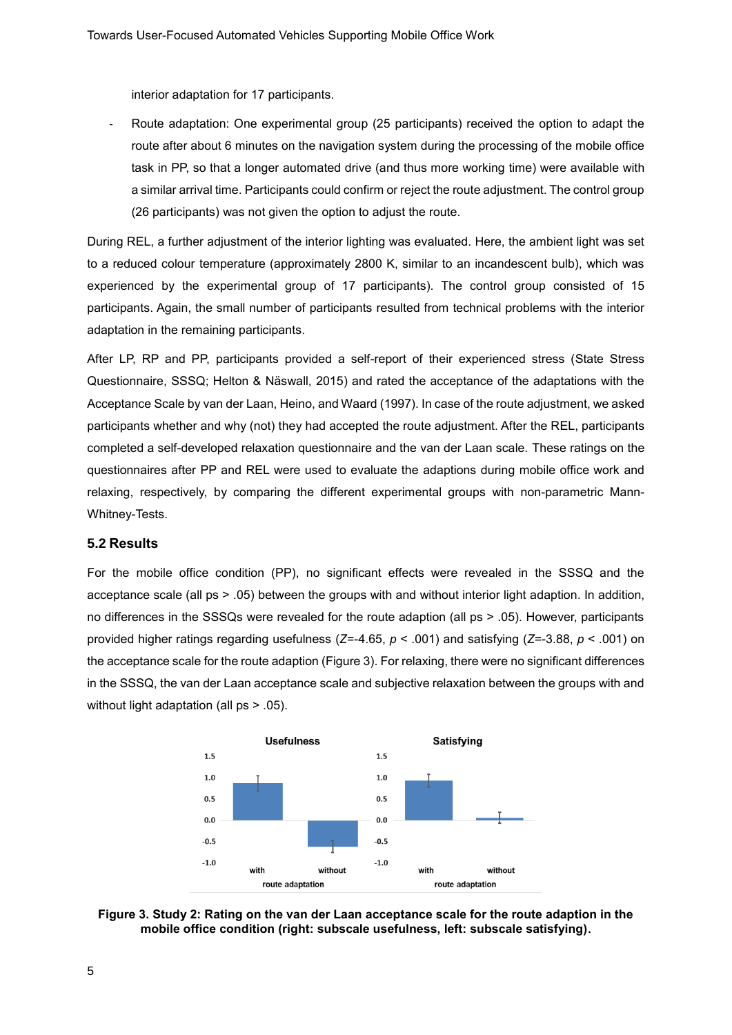interior adaptation for 17 participants.

- Route adaptation: One experimental group (25 participants) received the option to adapt the route after about 6 minutes on the navigation system during the processing of the mobile office task in PP, so that a longer automated drive (and thus more working time) were available with a similar arrival time. Participants could confirm or reject the route adjustment. The control group (26 participants) was not given the option to adjust the route.

During REL, a further adjustment of the interior lighting was evaluated. Here, the ambient light was set to a reduced colour temperature (approximately 2800 K, similar to an incandescent bulb), which was experienced by the experimental group of 17 participants). The control group consisted of 15 participants. Again, the small number of participants resulted from technical problems with the interior adaptation in the remaining participants.

After LP, RP and PP, participants provided a self-report of their experienced stress (State Stress Questionnaire, SSSQ; Helton & Näswall, 2015) and rated the acceptance of the adaptations with the Acceptance Scale by van der Laan, Heino, and Waard (1997). In case of the route adjustment, we asked participants whether and why (not) they had accepted the route adjustment. After the REL, participants completed a self-developed relaxation questionnaire and the van der Laan scale. These ratings on the questionnaires after PP and REL were used to evaluate the adaptions during mobile office work and relaxing, respectively, by comparing the different experimental groups with non-parametric Mann-Whitney-Tests.

### 5.2 Results

For the mobile office condition (PP), no significant effects were revealed in the SSSQ and the acceptance scale (all ps > .05) between the groups with and without interior light adaption. In addition, no differences in the SSSQs were revealed for the route adaption (all ps > .05). However, participants provided higher ratings regarding usefulness ($Z$=-4.65, $p$ < .001) and satisfying ($Z$=-3.88, $p$ < .001) on the acceptance scale for the route adaption (Figure 3). For relaxing, there were no significant differences in the SSSQ, the van der Laan acceptance scale and subjective relaxation between the groups with and without light adaptation (all ps > .05).

**Figure 3. Study 2: Rating on the van der Laan acceptance scale for the route adaption in the mobile office condition (right: subscale usefulness, left: subscale satisfying).**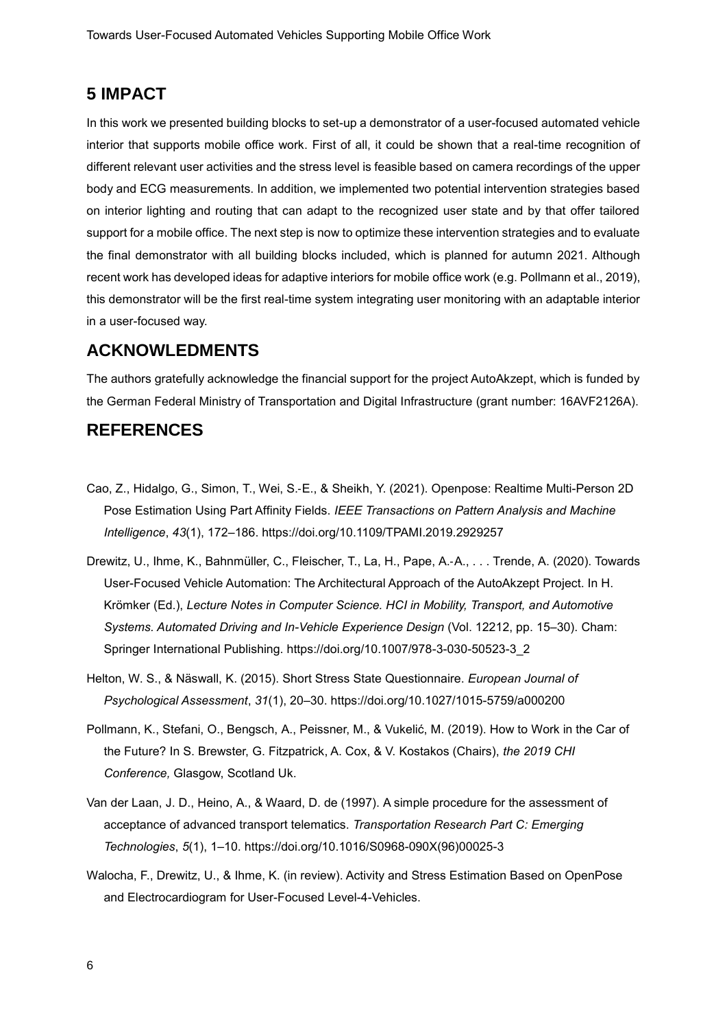## 5 IMPACT

In this work we presented building blocks to set-up a demonstrator of a user-focused automated vehicle interior that supports mobile office work. First of all, it could be shown that a real-time recognition of different relevant user activities and the stress level is feasible based on camera recordings of the upper body and ECG measurements. In addition, we implemented two potential intervention strategies based on interior lighting and routing that can adapt to the recognized user state and by that offer tailored support for a mobile office. The next step is now to optimize these intervention strategies and to evaluate the final demonstrator with all building blocks included, which is planned for autumn 2021. Although recent work has developed ideas for adaptive interiors for mobile office work (e.g. Pollmann et al., 2019), this demonstrator will be the first real-time system integrating user monitoring with an adaptable interior in a user-focused way.

## ACKNOWLEDMENTS

The authors gratefully acknowledge the financial support for the project AutoAkzept, which is funded by the German Federal Ministry of Transportation and Digital Infrastructure (grant number: 16AVF2126A).

## REFERENCES

Cao, Z., Hidalgo, G., Simon, T., Wei, S.-E., & Sheikh, Y. (2021). Openpose: Realtime Multi-Person 2D Pose Estimation Using Part Affinity Fields. *IEEE Transactions on Pattern Analysis and Machine Intelligence*, *43*(1), 172–186. https://doi.org/10.1109/TPAMI.2019.2929257

Drewitz, U., Ihme, K., Bahnmüller, C., Fleischer, T., La, H., Pape, A.-A., . . . Trende, A. (2020). Towards User-Focused Vehicle Automation: The Architectural Approach of the AutoAkzept Project. In H. Krömker (Ed.), *Lecture Notes in Computer Science. HCI in Mobility, Transport, and Automotive Systems. Automated Driving and In-Vehicle Experience Design* (Vol. 12212, pp. 15–30). Cham: Springer International Publishing. https://doi.org/10.1007/978-3-030-50523-3_2

Helton, W. S., & Näswall, K. (2015). Short Stress State Questionnaire. *European Journal of Psychological Assessment*, *31*(1), 20–30. https://doi.org/10.1027/1015-5759/a000200

Pollmann, K., Stefani, O., Bengsch, A., Peissner, M., & Vukelić, M. (2019). How to Work in the Car of the Future? In S. Brewster, G. Fitzpatrick, A. Cox, & V. Kostakos (Chairs), *the 2019 CHI Conference,* Glasgow, Scotland Uk.

Van der Laan, J. D., Heino, A., & Waard, D. de (1997). A simple procedure for the assessment of acceptance of advanced transport telematics. *Transportation Research Part C: Emerging Technologies*, *5*(1), 1–10. https://doi.org/10.1016/S0968-090X(96)00025-3

Walocha, F., Drewitz, U., & Ihme, K. (in review). Activity and Stress Estimation Based on OpenPose and Electrocardiogram for User-Focused Level-4-Vehicles.